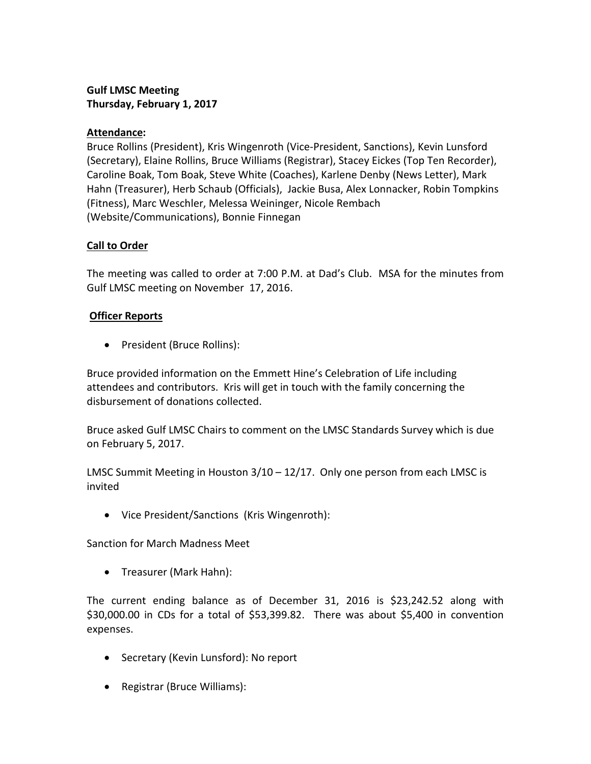**Gulf LMSC Meeting**
**Thursday, February 1, 2017**

**Attendance:**
Bruce Rollins (President), Kris Wingenroth (Vice-President, Sanctions), Kevin Lunsford (Secretary), Elaine Rollins, Bruce Williams (Registrar), Stacey Eickes (Top Ten Recorder), Caroline Boak, Tom Boak, Steve White (Coaches), Karlene Denby (News Letter), Mark Hahn (Treasurer), Herb Schaub (Officials), Jackie Busa, Alex Lonnacker, Robin Tompkins (Fitness), Marc Weschler, Melessa Weininger, Nicole Rembach (Website/Communications), Bonnie Finnegan

**Call to Order**

The meeting was called to order at 7:00 P.M. at Dad's Club. MSA for the minutes from Gulf LMSC meeting on November 17, 2016.

**Officer Reports**

- President (Bruce Rollins):

Bruce provided information on the Emmett Hine's Celebration of Life including attendees and contributors. Kris will get in touch with the family concerning the disbursement of donations collected.

Bruce asked Gulf LMSC Chairs to comment on the LMSC Standards Survey which is due on February 5, 2017.

LMSC Summit Meeting in Houston 3/10 – 12/17. Only one person from each LMSC is invited

- Vice President/Sanctions (Kris Wingenroth):

Sanction for March Madness Meet

- Treasurer (Mark Hahn):

The current ending balance as of December 31, 2016 is $23,242.52 along with $30,000.00 in CDs for a total of $53,399.82. There was about $5,400 in convention expenses.

- Secretary (Kevin Lunsford): No report

- Registrar (Bruce Williams):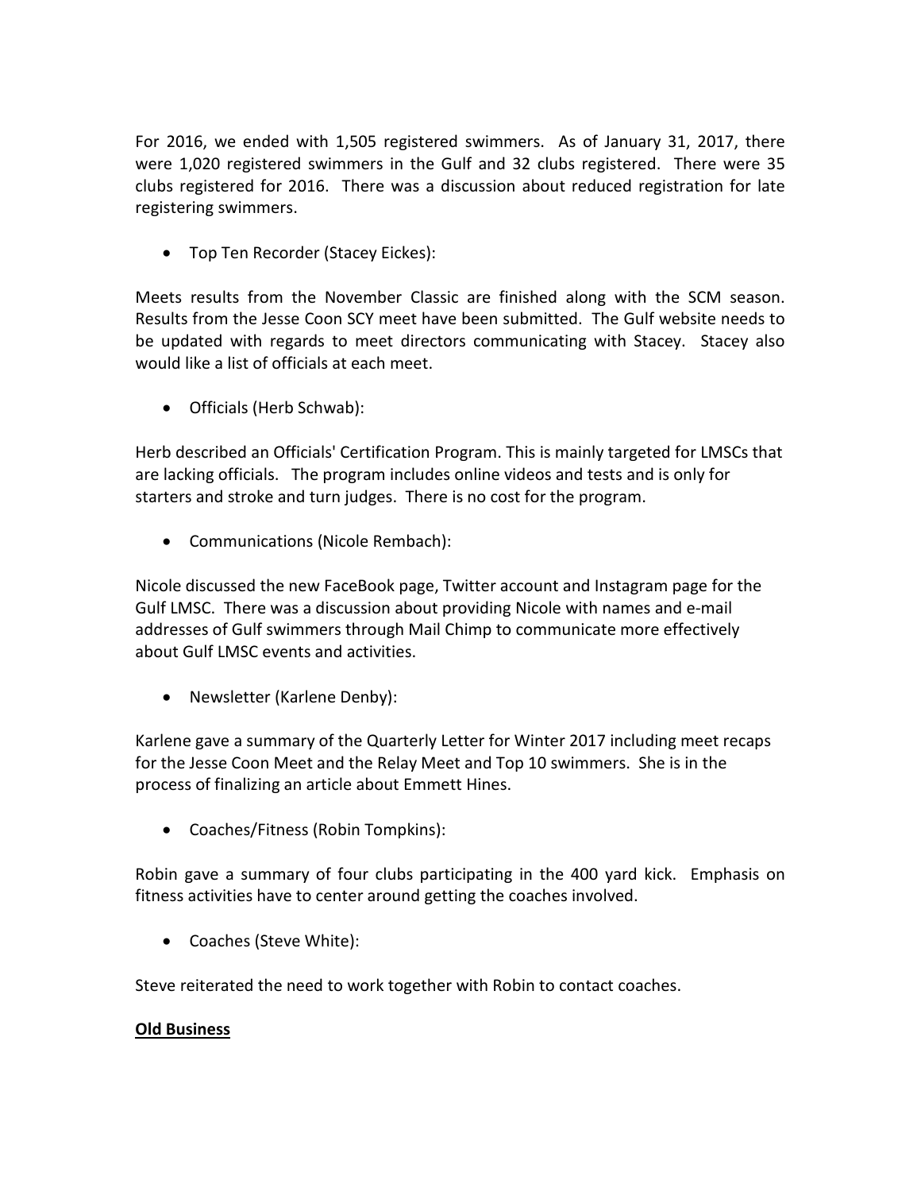For 2016, we ended with 1,505 registered swimmers. As of January 31, 2017, there were 1,020 registered swimmers in the Gulf and 32 clubs registered. There were 35 clubs registered for 2016. There was a discussion about reduced registration for late registering swimmers.

- Top Ten Recorder (Stacey Eickes):

Meets results from the November Classic are finished along with the SCM season. Results from the Jesse Coon SCY meet have been submitted. The Gulf website needs to be updated with regards to meet directors communicating with Stacey. Stacey also would like a list of officials at each meet.

- Officials (Herb Schwab):

Herb described an Officials' Certification Program. This is mainly targeted for LMSCs that are lacking officials. The program includes online videos and tests and is only for starters and stroke and turn judges. There is no cost for the program.

- Communications (Nicole Rembach):

Nicole discussed the new FaceBook page, Twitter account and Instagram page for the Gulf LMSC. There was a discussion about providing Nicole with names and e-mail addresses of Gulf swimmers through Mail Chimp to communicate more effectively about Gulf LMSC events and activities.

- Newsletter (Karlene Denby):

Karlene gave a summary of the Quarterly Letter for Winter 2017 including meet recaps for the Jesse Coon Meet and the Relay Meet and Top 10 swimmers. She is in the process of finalizing an article about Emmett Hines.

- Coaches/Fitness (Robin Tompkins):

Robin gave a summary of four clubs participating in the 400 yard kick. Emphasis on fitness activities have to center around getting the coaches involved.

- Coaches (Steve White):

Steve reiterated the need to work together with Robin to contact coaches.

**Old Business**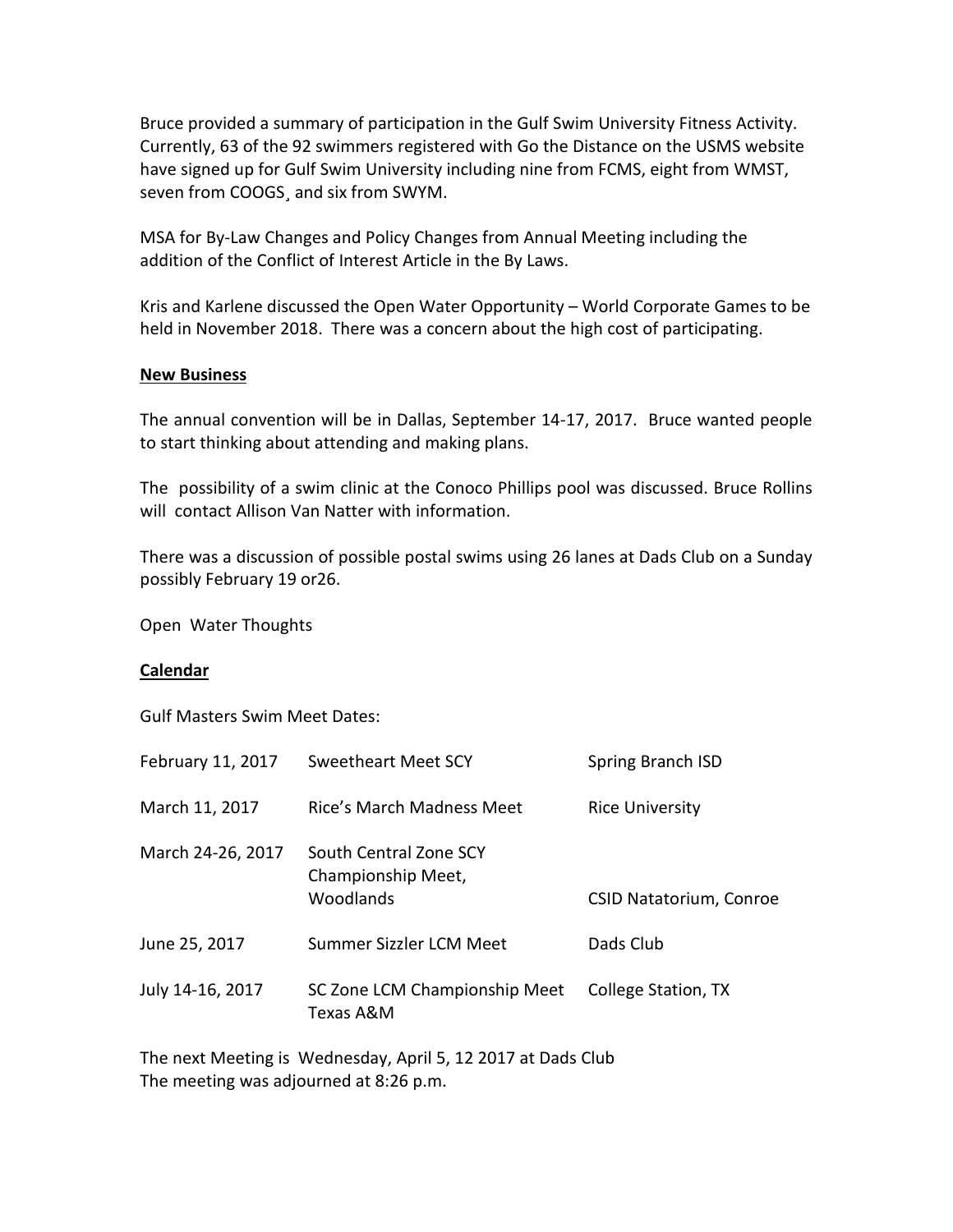Bruce provided a summary of participation in the Gulf Swim University Fitness Activity. Currently, 63 of the 92 swimmers registered with Go the Distance on the USMS website have signed up for Gulf Swim University including nine from FCMS, eight from WMST, seven from COOGS¸ and six from SWYM.

MSA for By-Law Changes and Policy Changes from Annual Meeting including the addition of the Conflict of Interest Article in the By Laws.

Kris and Karlene discussed the Open Water Opportunity – World Corporate Games to be held in November 2018. There was a concern about the high cost of participating.

**New Business**

The annual convention will be in Dallas, September 14-17, 2017. Bruce wanted people to start thinking about attending and making plans.

The possibility of a swim clinic at the Conoco Phillips pool was discussed. Bruce Rollins will contact Allison Van Natter with information.

There was a discussion of possible postal swims using 26 lanes at Dads Club on a Sunday possibly February 19 or26.

Open Water Thoughts

**Calendar**

Gulf Masters Swim Meet Dates:

| | | |
|---|---|---|
| February 11, 2017 | Sweetheart Meet SCY | Spring Branch ISD |
| March 11, 2017 | Rice's March Madness Meet | Rice University |
| March 24-26, 2017 | South Central Zone SCY Championship Meet, Woodlands | CSID Natatorium, Conroe |
| June 25, 2017 | Summer Sizzler LCM Meet | Dads Club |
| July 14-16, 2017 | SC Zone LCM Championship Meet Texas A&M | College Station, TX |

The next Meeting is Wednesday, April 5, 12 2017 at Dads Club
The meeting was adjourned at 8:26 p.m.